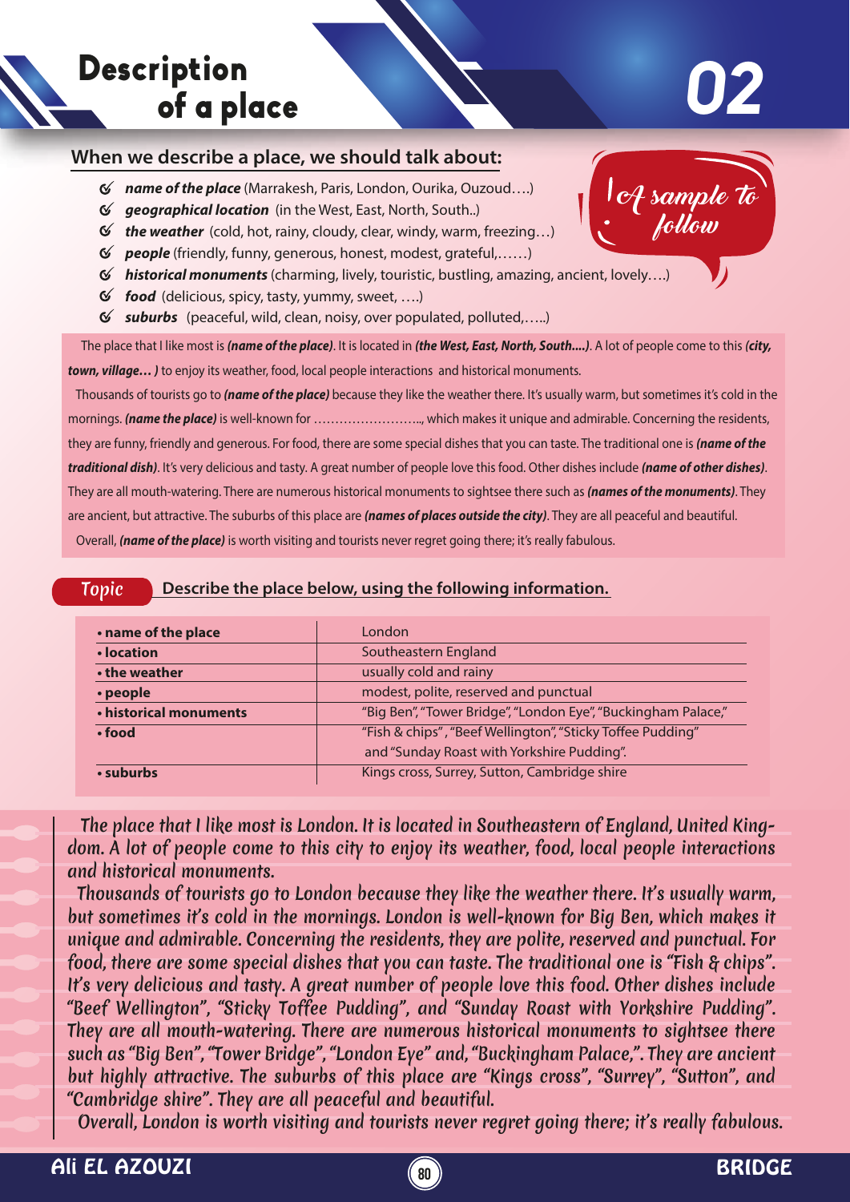# Description of a place

## 02

### When we describe a place, we should talk about:

- ***name of the place*** (Marrakesh, Paris, London, Ourika, Ouzoud….)
- ***geographical location*** (in the West, East, North, South..)
- ***the weather*** (cold, hot, rainy, cloudy, clear, windy, warm, freezing…)
- ***people*** (friendly, funny, generous, honest, modest, grateful,……)
- ***historical monuments*** (charming, lively, touristic, bustling, amazing, ancient, lovely….)
- ***food*** (delicious, spicy, tasty, yummy, sweet, ….)
- ***suburbs*** (peaceful, wild, clean, noisy, over populated, …..)

*A sample to follow*

The place that I like most is ***(name of the place)***. It is located in ***(the West, East, North, South....)***. A lot of people come to this ***(city, town, village… )*** to enjoy its weather, food, local people interactions and historical monuments.

Thousands of tourists go to ***(name of the place)*** because they like the weather there. It's usually warm, but sometimes it's cold in the mornings. ***(name the place)*** is well-known for ……………………., which makes it unique and admirable. Concerning the residents, they are funny, friendly and generous. For food, there are some special dishes that you can taste. The traditional one is ***(name of the traditional dish)***. It's very delicious and tasty. A great number of people love this food. Other dishes include ***(name of other dishes)***. They are all mouth-watering. There are numerous historical monuments to sightsee there such as ***(names of the monuments)***. They are ancient, but attractive. The suburbs of this place are ***(names of places outside the city)***. They are all peaceful and beautiful.

Overall, ***(name of the place)*** is worth visiting and tourists never regret going there; it's really fabulous.

**Topic** — **Describe the place below, using the following information.**

| | |
|---|---|
| **• name of the place** | London |
| **• location** | Southeastern England |
| **• the weather** | usually cold and rainy |
| **• people** | modest, polite, reserved and punctual |
| **• historical monuments** | "Big Ben", "Tower Bridge", "London Eye", "Buckingham Palace," |
| **• food** | "Fish & chips" , "Beef Wellington", "Sticky Toffee Pudding" and "Sunday Roast with Yorkshire Pudding". |
| **• suburbs** | Kings cross, Surrey, Sutton, Cambridge shire |

*The place that I like most is London. It is located in Southeastern of England, United Kingdom. A lot of people come to this city to enjoy its weather, food, local people interactions and historical monuments.*

*Thousands of tourists go to London because they like the weather there. It's usually warm, but sometimes it's cold in the mornings. London is well-known for Big Ben, which makes it unique and admirable. Concerning the residents, they are polite, reserved and punctual. For food, there are some special dishes that you can taste. The traditional one is "Fish & chips". It's very delicious and tasty. A great number of people love this food. Other dishes include "Beef Wellington", "Sticky Toffee Pudding", and "Sunday Roast with Yorkshire Pudding". They are all mouth-watering. There are numerous historical monuments to sightsee there such as "Big Ben", "Tower Bridge", "London Eye" and, "Buckingham Palace,". They are ancient but highly attractive. The suburbs of this place are "Kings cross", "Surrey", "Sutton", and "Cambridge shire". They are all peaceful and beautiful.*

*Overall, London is worth visiting and tourists never regret going there; it's really fabulous.*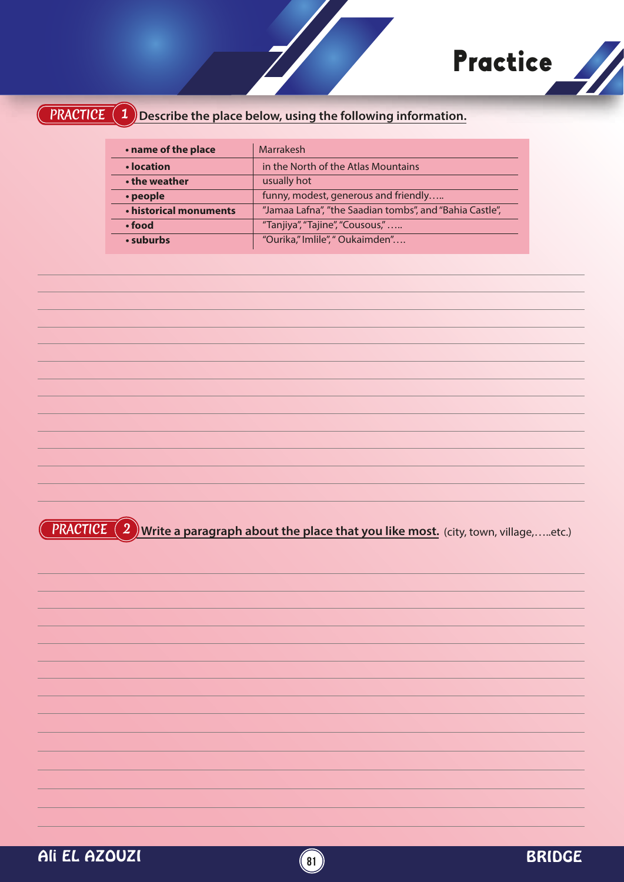# Practice

**PRACTICE 1** **Describe the place below, using the following information.**

| | |
|---|---|
| **• name of the place** | Marrakesh |
| **• location** | in the North of the Atlas Mountains |
| **• the weather** | usually hot |
| **• people** | funny, modest, generous and friendly….. |
| **• historical monuments** | "Jamaa Lafna", "the Saadian tombs", and "Bahia Castle", |
| **• food** | "Tanjiya", "Tajine", "Cousous," ….. |
| **• suburbs** | "Ourika," Imlile", " Oukaimden"…. |

**PRACTICE 2** **Write a paragraph about the place that you like most.** (city, town, village,…..etc.)